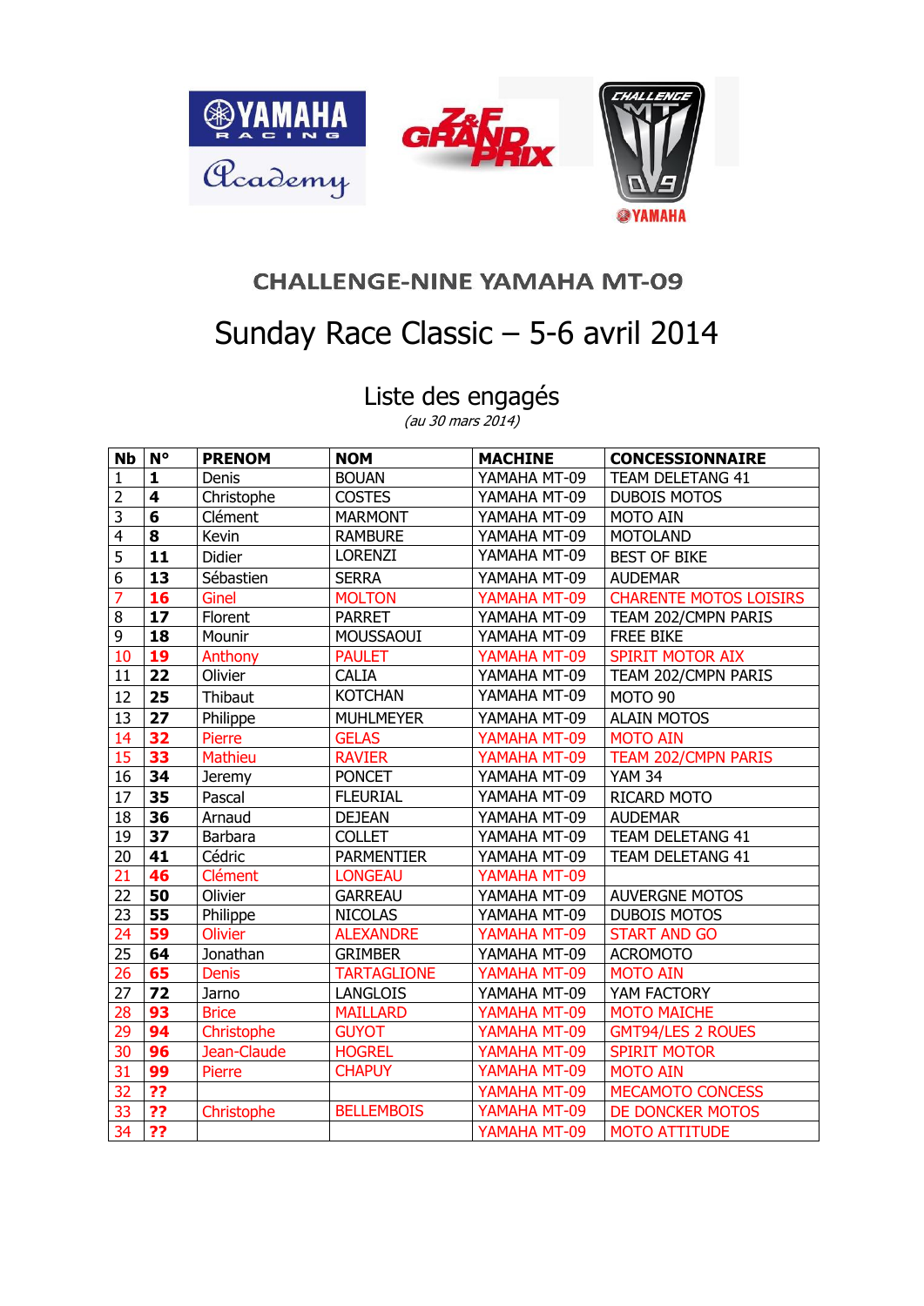## CHALLENGE-NINE YAMAHA MT-09

# Sunday Race Classic – 5-6 avril 2014

## Liste des engagés

*(au 30 mars 2014)*

| Nb | N° | PRENOM | NOM | MACHINE | CONCESSIONNAIRE |
|---|---|---|---|---|---|
| 1 | **1** | Denis | BOUAN | YAMAHA MT-09 | TEAM DELETANG 41 |
| 2 | **4** | Christophe | COSTES | YAMAHA MT-09 | DUBOIS MOTOS |
| 3 | **6** | Clément | MARMONT | YAMAHA MT-09 | MOTO AIN |
| 4 | **8** | Kevin | RAMBURE | YAMAHA MT-09 | MOTOLAND |
| 5 | **11** | Didier | LORENZI | YAMAHA MT-09 | BEST OF BIKE |
| 6 | **13** | Sébastien | SERRA | YAMAHA MT-09 | AUDEMAR |
| 7 | **16** | Ginel | MOLTON | YAMAHA MT-09 | CHARENTE MOTOS LOISIRS |
| 8 | **17** | Florent | PARRET | YAMAHA MT-09 | TEAM 202/CMPN PARIS |
| 9 | **18** | Mounir | MOUSSAOUI | YAMAHA MT-09 | FREE BIKE |
| 10 | **19** | Anthony | PAULET | YAMAHA MT-09 | SPIRIT MOTOR AIX |
| 11 | **22** | Olivier | CALIA | YAMAHA MT-09 | TEAM 202/CMPN PARIS |
| 12 | **25** | Thibaut | KOTCHAN | YAMAHA MT-09 | MOTO 90 |
| 13 | **27** | Philippe | MUHLMEYER | YAMAHA MT-09 | ALAIN MOTOS |
| 14 | **32** | Pierre | GELAS | YAMAHA MT-09 | MOTO AIN |
| 15 | **33** | Mathieu | RAVIER | YAMAHA MT-09 | TEAM 202/CMPN PARIS |
| 16 | **34** | Jeremy | PONCET | YAMAHA MT-09 | YAM 34 |
| 17 | **35** | Pascal | FLEURIAL | YAMAHA MT-09 | RICARD MOTO |
| 18 | **36** | Arnaud | DEJEAN | YAMAHA MT-09 | AUDEMAR |
| 19 | **37** | Barbara | COLLET | YAMAHA MT-09 | TEAM DELETANG 41 |
| 20 | **41** | Cédric | PARMENTIER | YAMAHA MT-09 | TEAM DELETANG 41 |
| 21 | **46** | Clément | LONGEAU | YAMAHA MT-09 | |
| 22 | **50** | Olivier | GARREAU | YAMAHA MT-09 | AUVERGNE MOTOS |
| 23 | **55** | Philippe | NICOLAS | YAMAHA MT-09 | DUBOIS MOTOS |
| 24 | **59** | Olivier | ALEXANDRE | YAMAHA MT-09 | START AND GO |
| 25 | **64** | Jonathan | GRIMBER | YAMAHA MT-09 | ACROMOTO |
| 26 | **65** | Denis | TARTAGLIONE | YAMAHA MT-09 | MOTO AIN |
| 27 | **72** | Jarno | LANGLOIS | YAMAHA MT-09 | YAM FACTORY |
| 28 | **93** | Brice | MAILLARD | YAMAHA MT-09 | MOTO MAICHE |
| 29 | **94** | Christophe | GUYOT | YAMAHA MT-09 | GMT94/LES 2 ROUES |
| 30 | **96** | Jean-Claude | HOGREL | YAMAHA MT-09 | SPIRIT MOTOR |
| 31 | **99** | Pierre | CHAPUY | YAMAHA MT-09 | MOTO AIN |
| 32 | **??** | | | YAMAHA MT-09 | MECAMOTO CONCESS |
| 33 | **??** | Christophe | BELLEMBOIS | YAMAHA MT-09 | DE DONCKER MOTOS |
| 34 | **??** | | | YAMAHA MT-09 | MOTO ATTITUDE |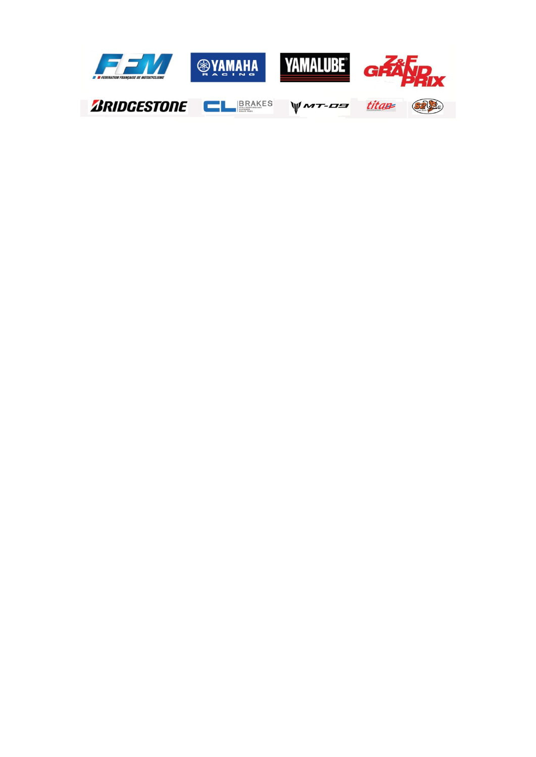FFM
FEDERATION FRANÇAISE DE MOTOCYCLISME

YAMAHA RACING

YAMALUBE

Z&F GRAND PRIX

BRIDGESTONE

CL BRAKES

MT-09

titan

S2C